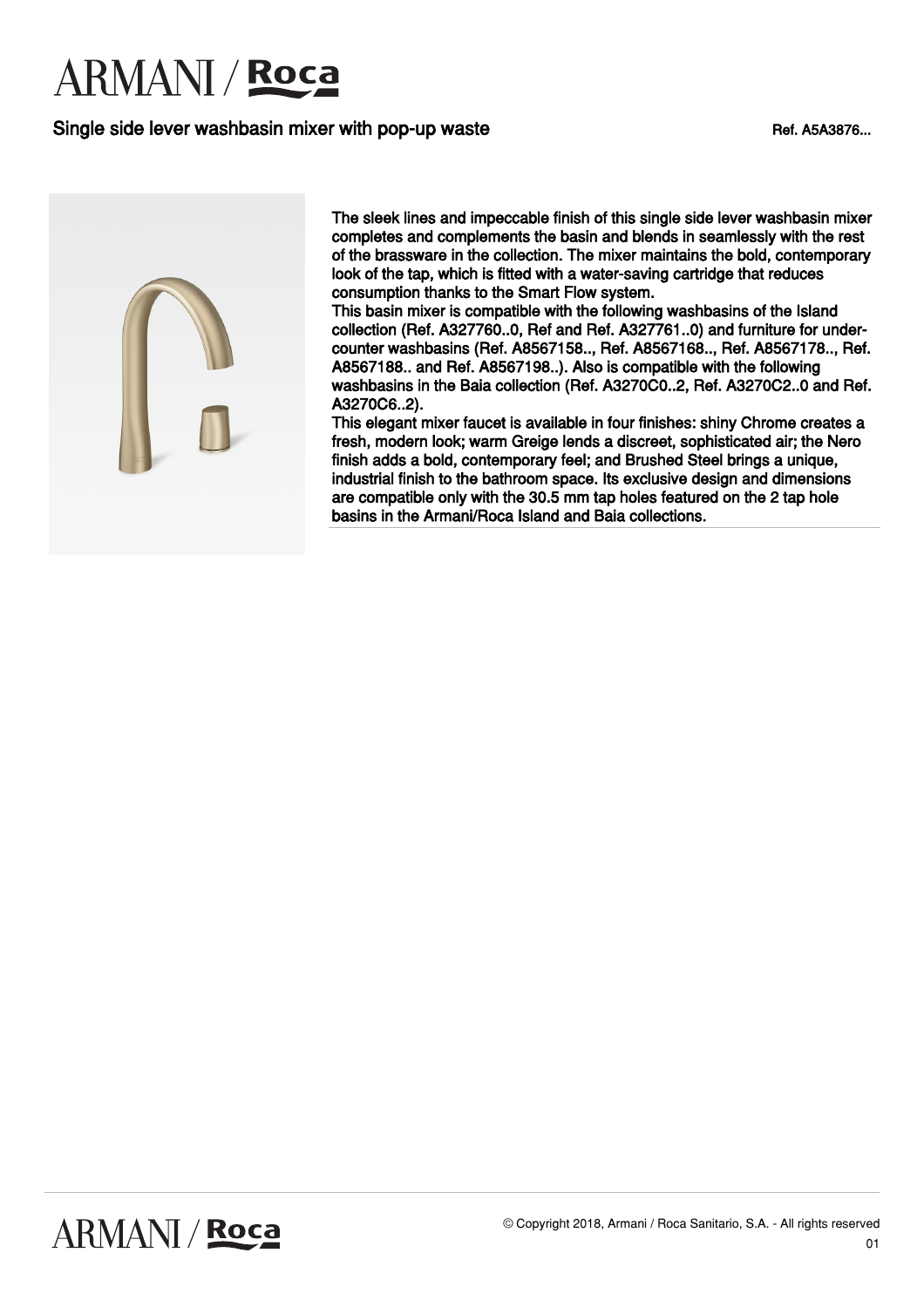# ARMANI / Roca

## Single side lever washbasin mixer with pop-up waste

Ref. A5A3876...

The sleek lines and impeccable finish of this single side lever washbasin mixer completes and complements the basin and blends in seamlessly with the rest of the brassware in the collection. The mixer maintains the bold, contemporary look of the tap, which is fitted with a water-saving cartridge that reduces consumption thanks to the Smart Flow system.
This basin mixer is compatible with the following washbasins of the Island collection (Ref. A327760..0, Ref and Ref. A327761..0) and furniture for under-counter washbasins (Ref. A8567158.., Ref. A8567168.., Ref. A8567178.., Ref. A8567188.. and Ref. A8567198..). Also is compatible with the following washbasins in the Baia collection (Ref. A3270C0..2, Ref. A3270C2..0 and Ref. A3270C6..2).
This elegant mixer faucet is available in four finishes: shiny Chrome creates a fresh, modern look; warm Greige lends a discreet, sophisticated air; the Nero finish adds a bold, contemporary feel; and Brushed Steel brings a unique, industrial finish to the bathroom space. Its exclusive design and dimensions are compatible only with the 30.5 mm tap holes featured on the 2 tap hole basins in the Armani/Roca Island and Baia collections.

© Copyright 2018, Armani / Roca Sanitario, S.A. - All rights reserved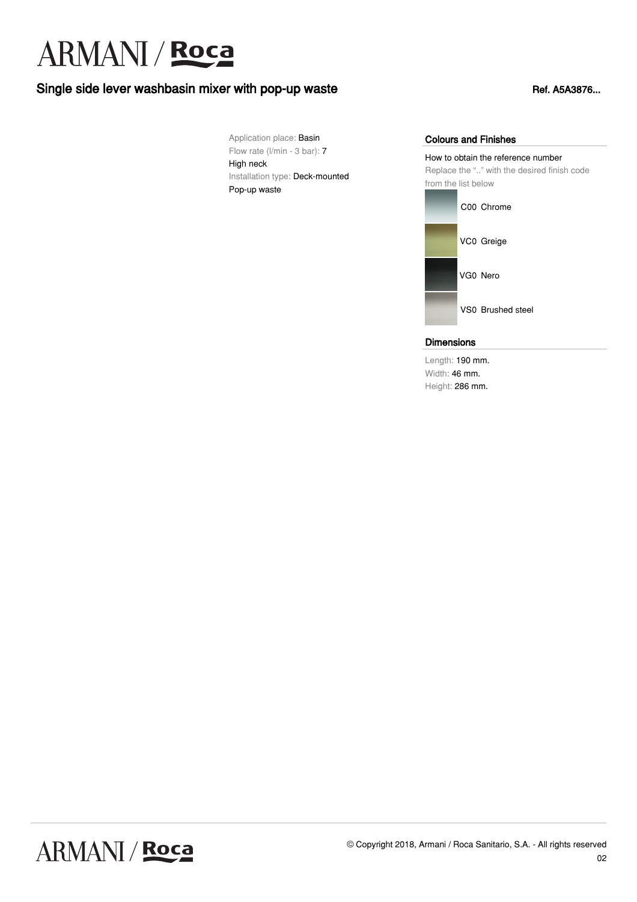# ARMANI / Roca

## Single side lever washbasin mixer with pop-up waste

Ref. A5A3876...

Application place: Basin
Flow rate (l/min - 3 bar): 7
High neck
Installation type: Deck-mounted
Pop-up waste

### Colours and Finishes

How to obtain the reference number
Replace the ".." with the desired finish code from the list below

- C00 Chrome
- VC0 Greige
- VG0 Nero
- VS0 Brushed steel

### Dimensions

Length: 190 mm.
Width: 46 mm.
Height: 286 mm.

© Copyright 2018, Armani / Roca Sanitario, S.A. - All rights reserved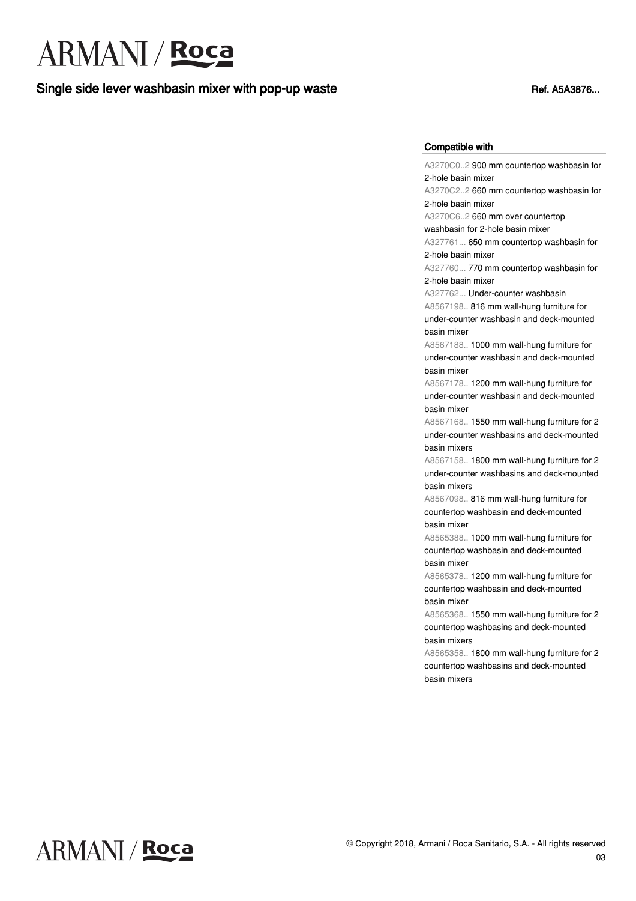## Single side lever washbasin mixer with pop-up waste

Ref. A5A3876...

### Compatible with

A3270C0..2 900 mm countertop washbasin for 2-hole basin mixer
A3270C2..2 660 mm countertop washbasin for 2-hole basin mixer
A3270C6..2 660 mm over countertop washbasin for 2-hole basin mixer
A327761... 650 mm countertop washbasin for 2-hole basin mixer
A327760... 770 mm countertop washbasin for 2-hole basin mixer
A327762... Under-counter washbasin
A8567198.. 816 mm wall-hung furniture for under-counter washbasin and deck-mounted basin mixer
A8567188.. 1000 mm wall-hung furniture for under-counter washbasin and deck-mounted basin mixer
A8567178.. 1200 mm wall-hung furniture for under-counter washbasin and deck-mounted basin mixer
A8567168.. 1550 mm wall-hung furniture for 2 under-counter washbasins and deck-mounted basin mixers
A8567158.. 1800 mm wall-hung furniture for 2 under-counter washbasins and deck-mounted basin mixers
A8567098.. 816 mm wall-hung furniture for countertop washbasin and deck-mounted basin mixer
A8565388.. 1000 mm wall-hung furniture for countertop washbasin and deck-mounted basin mixer
A8565378.. 1200 mm wall-hung furniture for countertop washbasin and deck-mounted basin mixer
A8565368.. 1550 mm wall-hung furniture for 2 countertop washbasins and deck-mounted basin mixers
A8565358.. 1800 mm wall-hung furniture for 2 countertop washbasins and deck-mounted basin mixers

© Copyright 2018, Armani / Roca Sanitario, S.A. - All rights reserved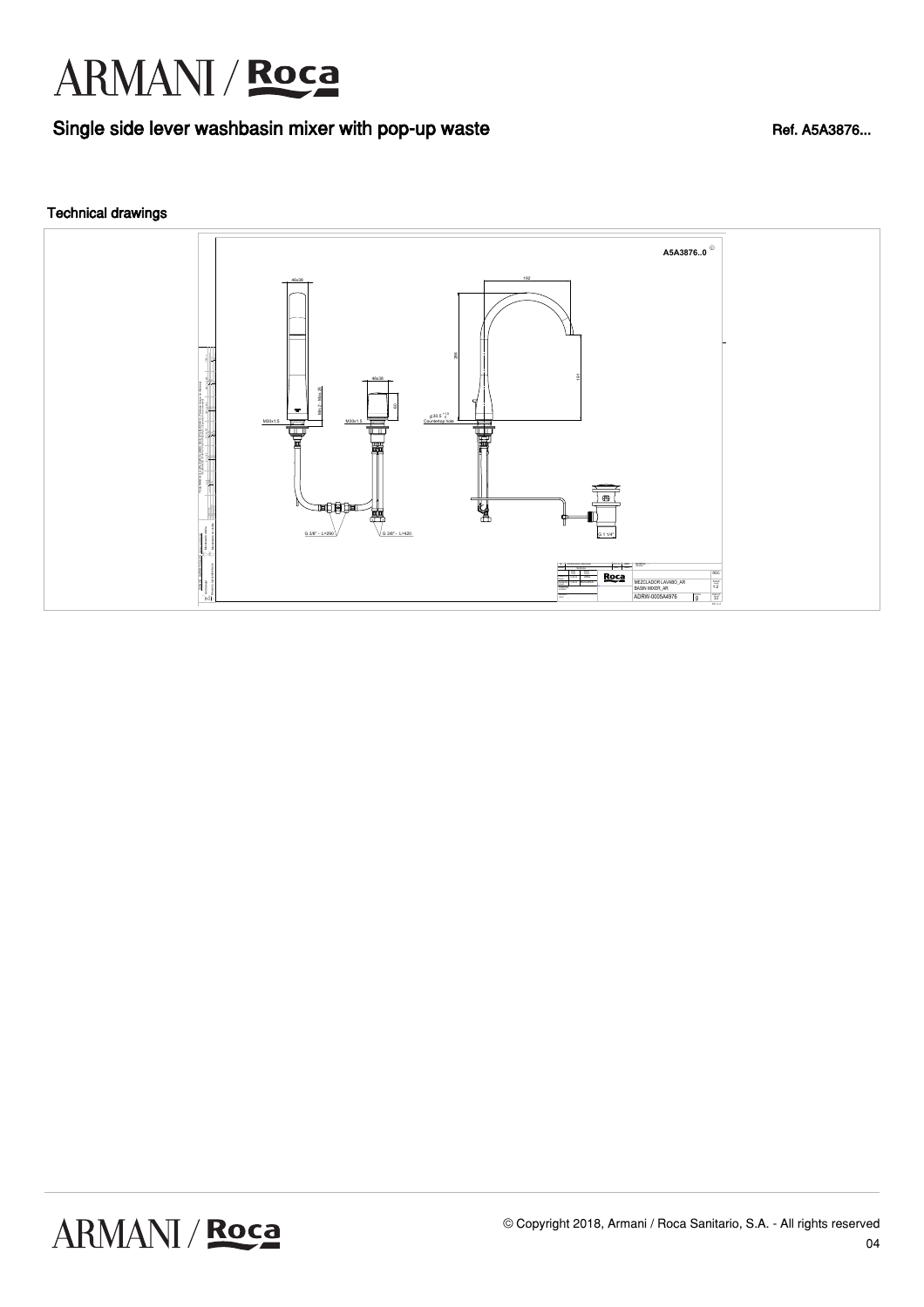# ARMANI / Roca

## Single side lever washbasin mixer with pop-up waste

Ref. A5A3876...

### Technical drawings

A5A3876..0

46x38

Min 2 - Max 45

M30x1.5

M30x1.5

46x38

60

192

256

191

Ø 33.5 Countertop hole

G 3/8" - L=280

G 3/8" - L=420

G 1 1/4"

MEZCLADOR LAVABO_AR

BASIN MIXER_AR

ADRW-0005A4976

1:2

© Copyright 2018, Armani / Roca Sanitario, S.A. - All rights reserved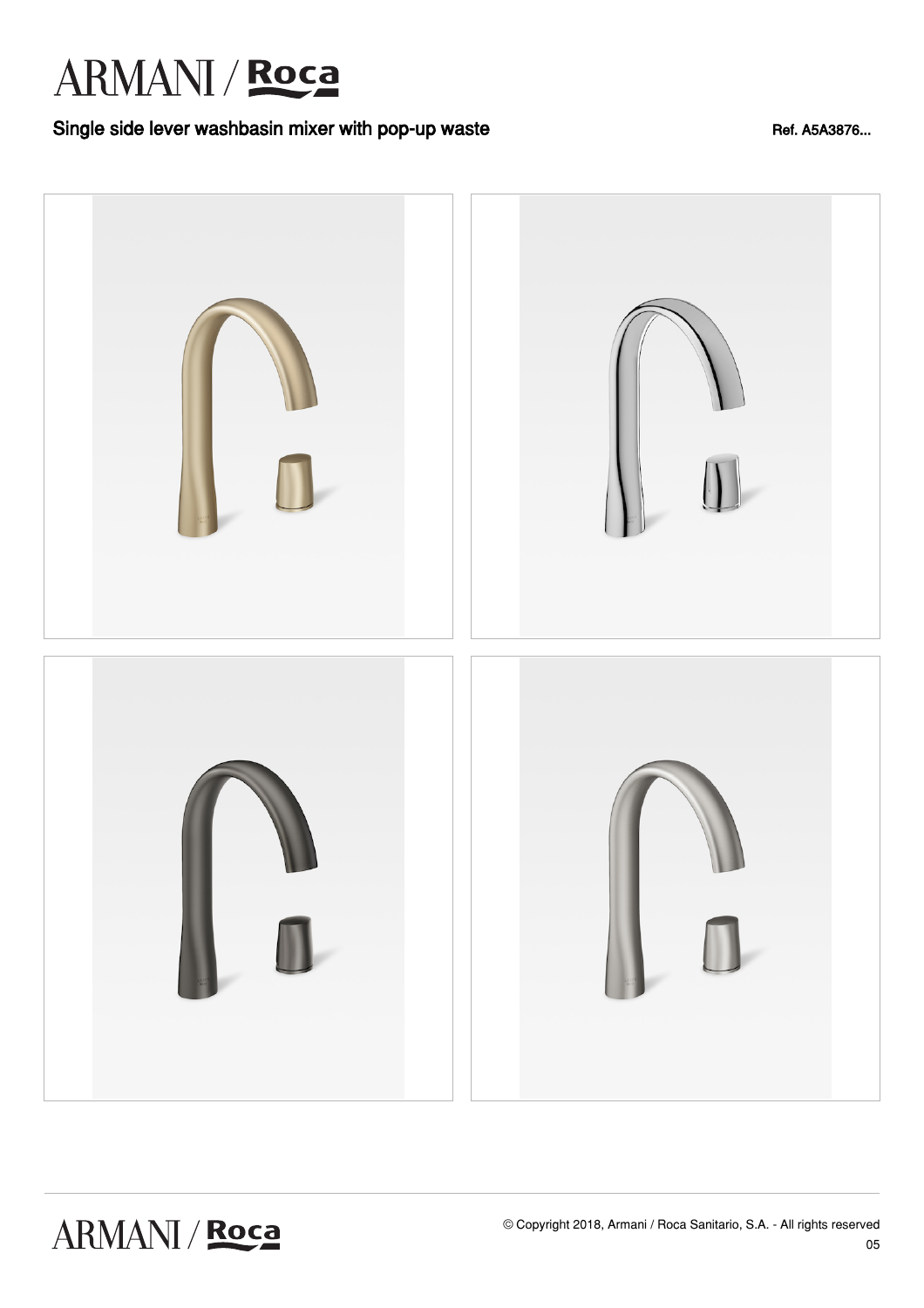# ARMANI / Roca

## Single side lever washbasin mixer with pop-up waste

Ref. A5A3876...

© Copyright 2018, Armani / Roca Sanitario, S.A. - All rights reserved